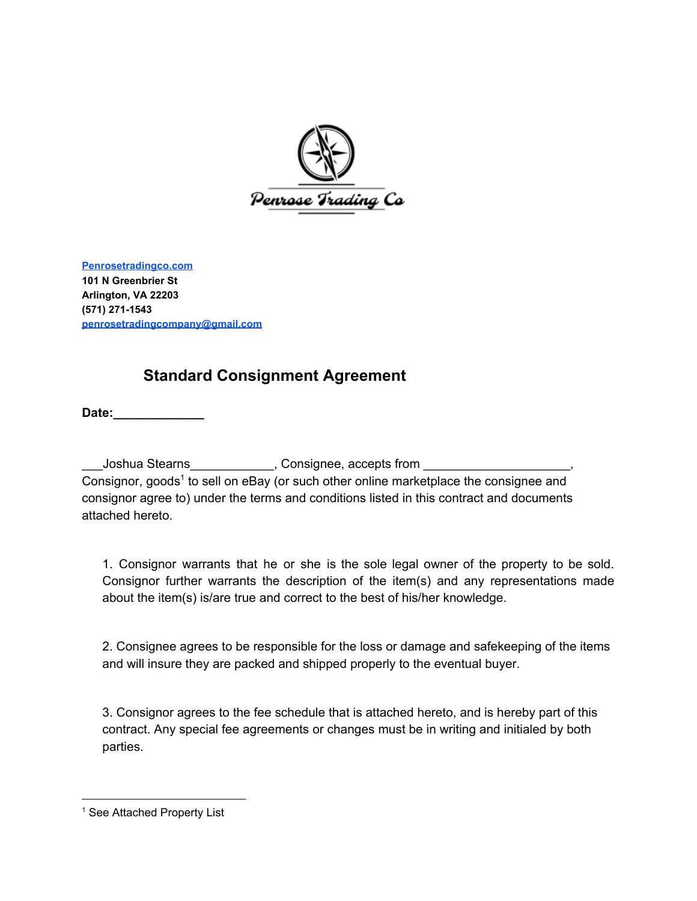Penrose Trading Co

[Penrosetradingco.com](http://Penrosetradingco.com)
**101 N Greenbrier St**
**Arlington, VA 22203**
**(571) 271-1543**
[penrosetradingcompany@gmail.com](mailto:penrosetradingcompany@gmail.com)

# Standard Consignment Agreement

**Date:_____________**

___Joshua Stearns____________, Consignee, accepts from ____________________, Consignor, goods[1] to sell on eBay (or such other online marketplace the consignee and consignor agree to) under the terms and conditions listed in this contract and documents attached hereto.

1. Consignor warrants that he or she is the sole legal owner of the property to be sold. Consignor further warrants the description of the item(s) and any representations made about the item(s) is/are true and correct to the best of his/her knowledge.

2. Consignee agrees to be responsible for the loss or damage and safekeeping of the items and will insure they are packed and shipped properly to the eventual buyer.

3. Consignor agrees to the fee schedule that is attached hereto, and is hereby part of this contract. Any special fee agreements or changes must be in writing and initialed by both parties.

[1] See Attached Property List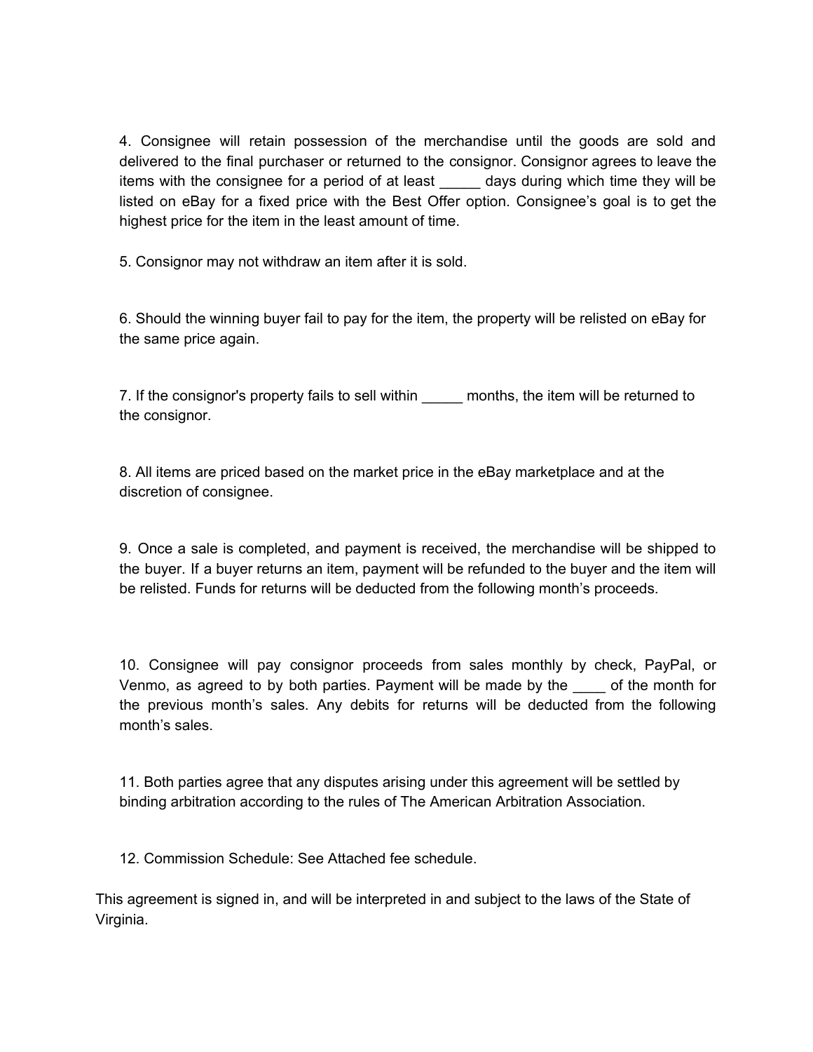4. Consignee will retain possession of the merchandise until the goods are sold and delivered to the final purchaser or returned to the consignor. Consignor agrees to leave the items with the consignee for a period of at least _____ days during which time they will be listed on eBay for a fixed price with the Best Offer option. Consignee's goal is to get the highest price for the item in the least amount of time.

5. Consignor may not withdraw an item after it is sold.

6. Should the winning buyer fail to pay for the item, the property will be relisted on eBay for the same price again.

7. If the consignor's property fails to sell within _____ months, the item will be returned to the consignor.

8. All items are priced based on the market price in the eBay marketplace and at the discretion of consignee.

9. Once a sale is completed, and payment is received, the merchandise will be shipped to the buyer. If a buyer returns an item, payment will be refunded to the buyer and the item will be relisted. Funds for returns will be deducted from the following month's proceeds.

10. Consignee will pay consignor proceeds from sales monthly by check, PayPal, or Venmo, as agreed to by both parties. Payment will be made by the ____ of the month for the previous month's sales. Any debits for returns will be deducted from the following month's sales.

11. Both parties agree that any disputes arising under this agreement will be settled by binding arbitration according to the rules of The American Arbitration Association.

12. Commission Schedule: See Attached fee schedule.

This agreement is signed in, and will be interpreted in and subject to the laws of the State of Virginia.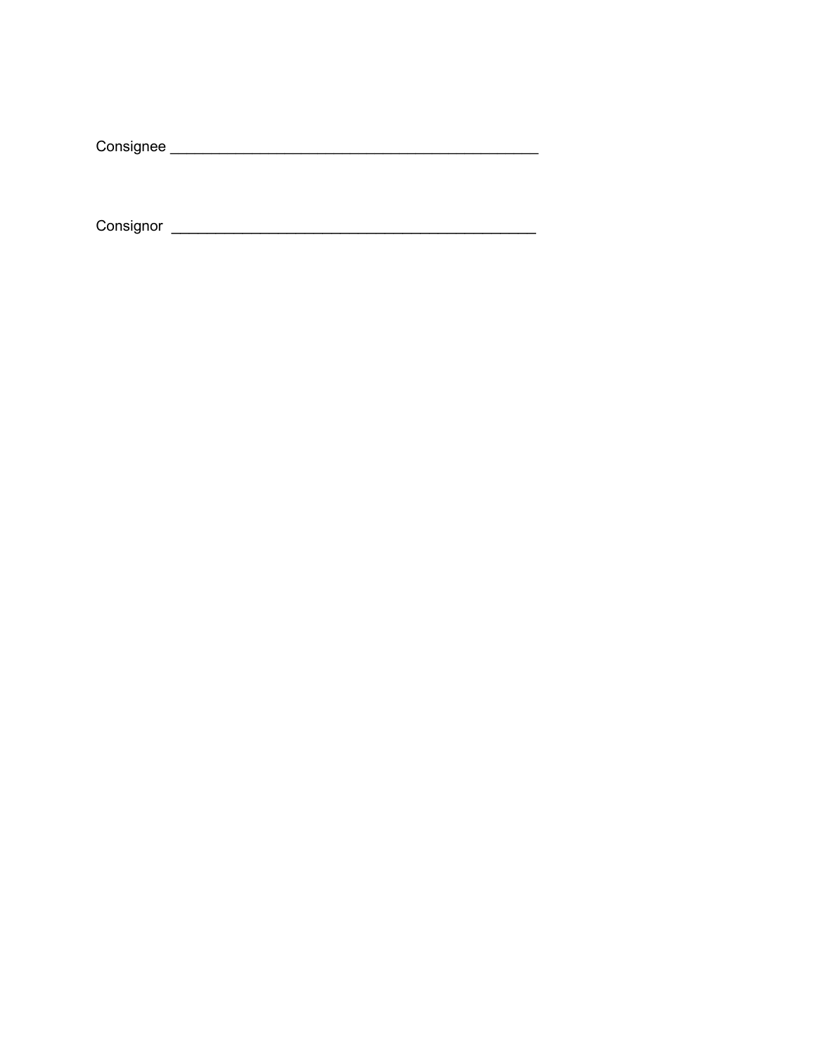Consignee _____________________________________________

Consignor _____________________________________________